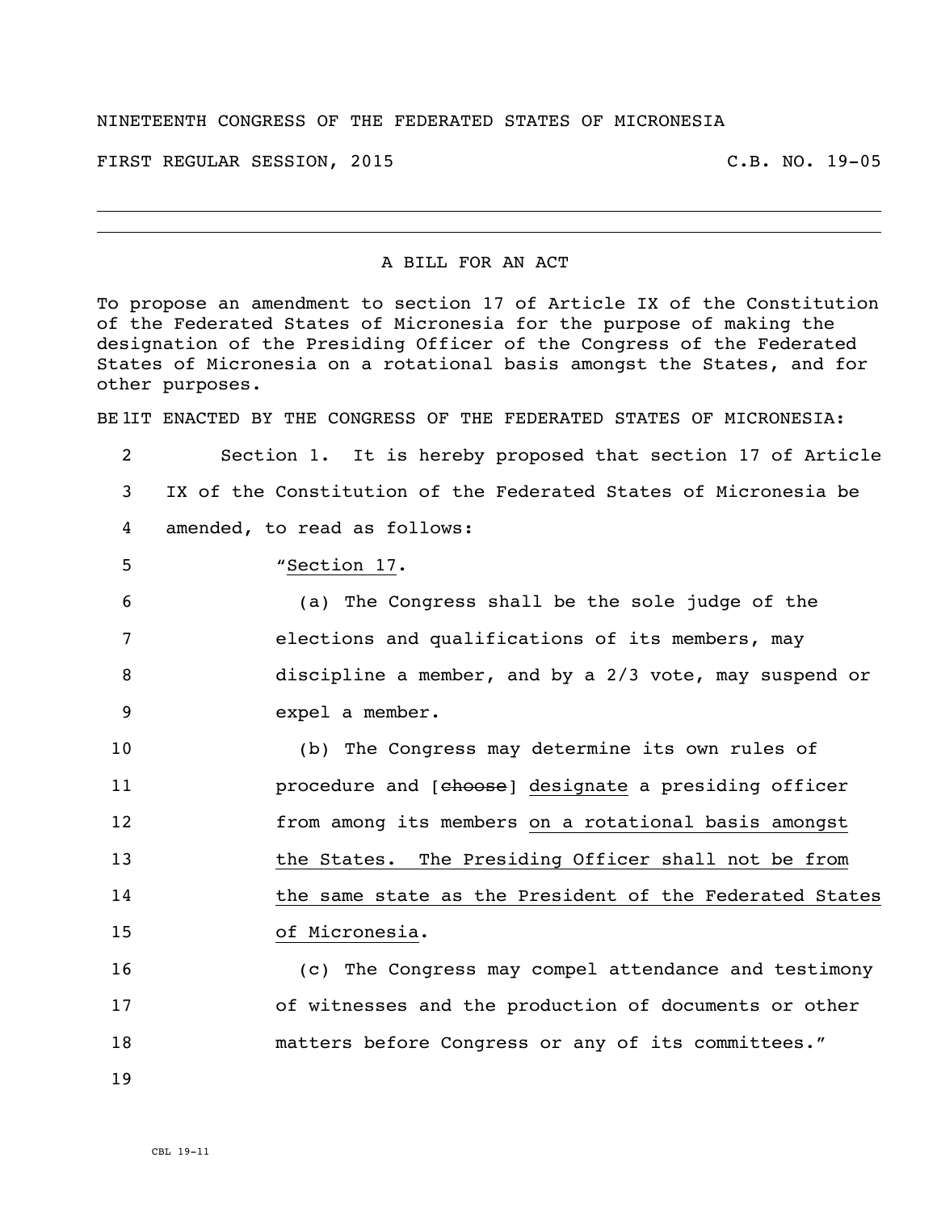NINETEENTH CONGRESS OF THE FEDERATED STATES OF MICRONESIA

FIRST REGULAR SESSION, 2015 C.B. NO. 19-05

---

A BILL FOR AN ACT

To propose an amendment to section 17 of Article IX of the Constitution of the Federated States of Micronesia for the purpose of making the designation of the Presiding Officer of the Congress of the Federated States of Micronesia on a rotational basis amongst the States, and for other purposes.

BE IT ENACTED BY THE CONGRESS OF THE FEDERATED STATES OF MICRONESIA:

1 Section 1. It is hereby proposed that section 17 of Article IX of the Constitution of the Federated States of Micronesia be amended, to read as follows:

"<u>Section 17</u>.

(a) The Congress shall be the sole judge of the elections and qualifications of its members, may discipline a member, and by a 2/3 vote, may suspend or expel a member.

(b) The Congress may determine its own rules of procedure and [~~choose~~] <u>designate</u> a presiding officer from among its members <u>on a rotational basis amongst the States. The Presiding Officer shall not be from the same state as the President of the Federated States of Micronesia</u>.

(c) The Congress may compel attendance and testimony of witnesses and the production of documents or other matters before Congress or any of its committees."

CBL 19-11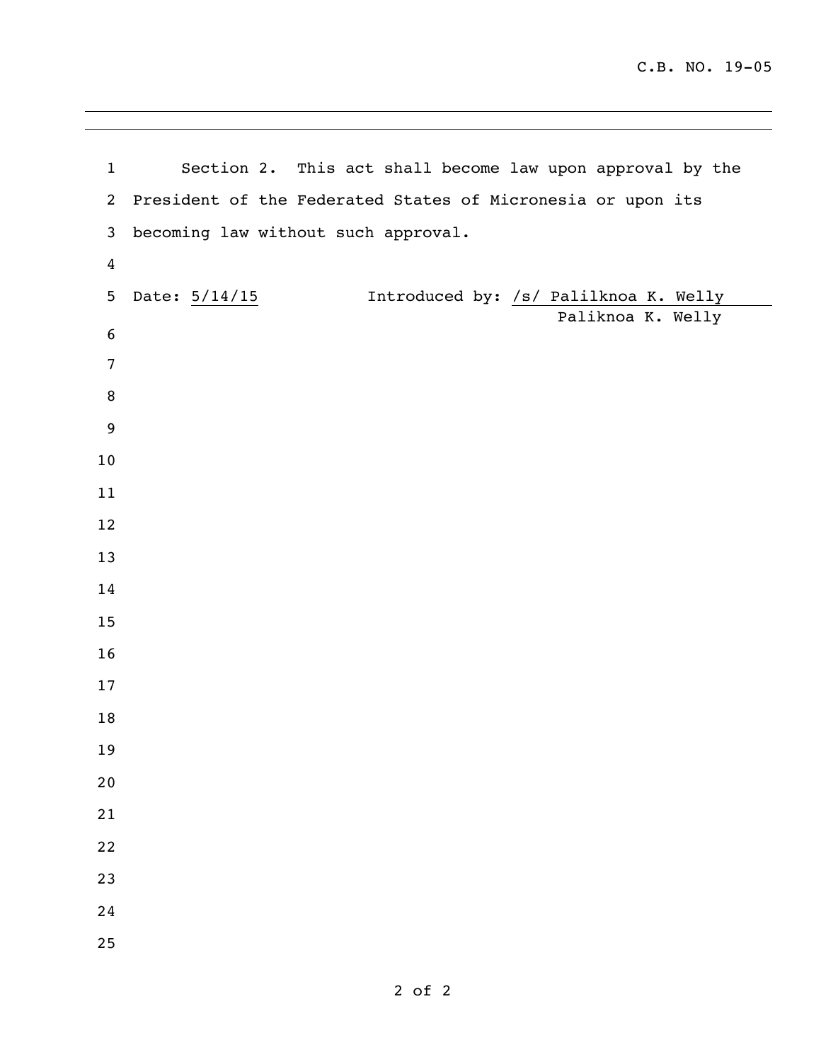Section 2. This act shall become law upon approval by the President of the Federated States of Micronesia or upon its becoming law without such approval.

Date: 5/14/15

Introduced by: /s/ Palilknoa K. Welly
Paliknoa K. Welly